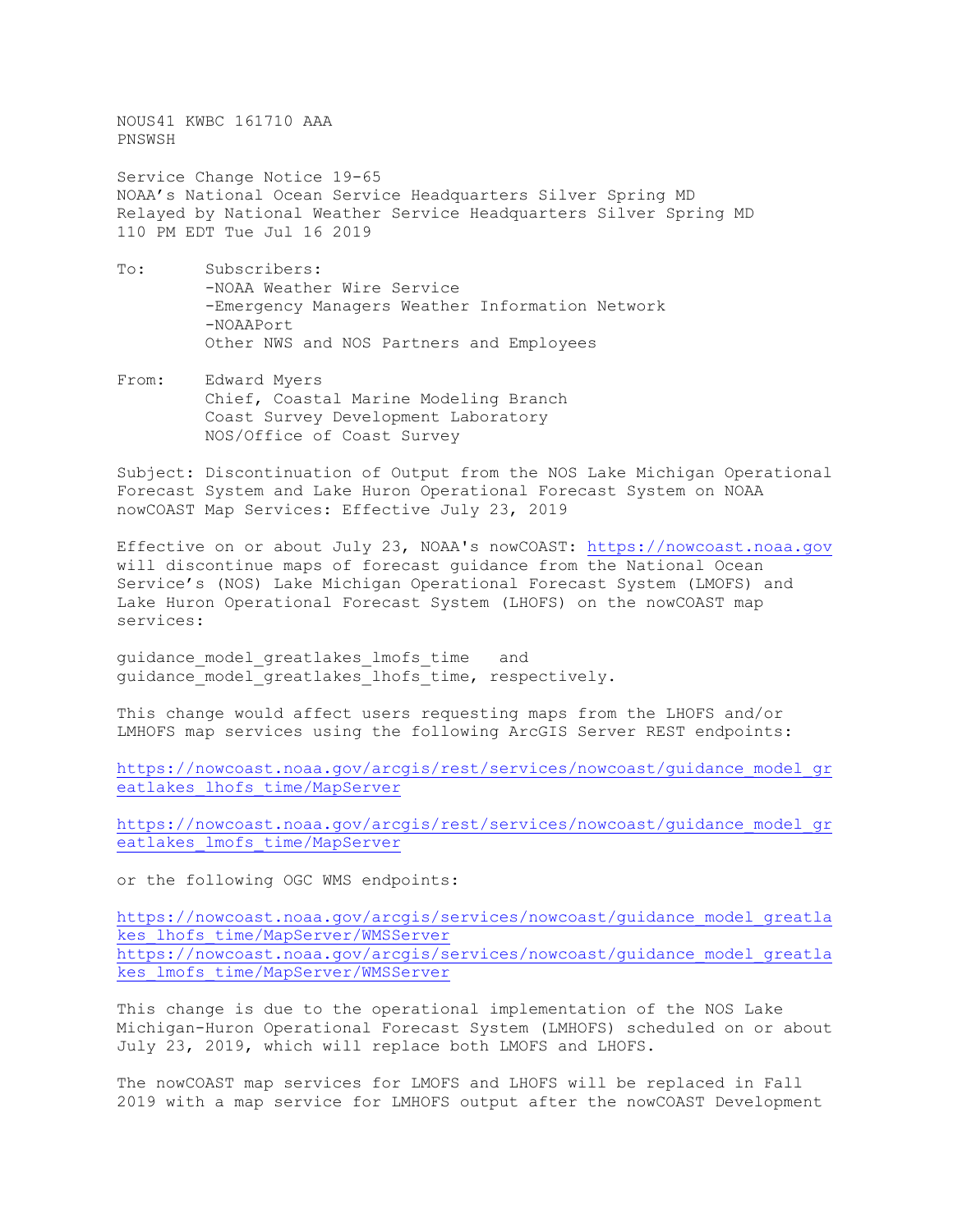NOUS41 KWBC 161710 AAA
PNSWSH

Service Change Notice 19-65
NOAA's National Ocean Service Headquarters Silver Spring MD
Relayed by National Weather Service Headquarters Silver Spring MD
110 PM EDT Tue Jul 16 2019

To: Subscribers:
-NOAA Weather Wire Service
-Emergency Managers Weather Information Network
-NOAAPort
Other NWS and NOS Partners and Employees

From: Edward Myers
Chief, Coastal Marine Modeling Branch
Coast Survey Development Laboratory
NOS/Office of Coast Survey

Subject: Discontinuation of Output from the NOS Lake Michigan Operational Forecast System and Lake Huron Operational Forecast System on NOAA nowCOAST Map Services: Effective July 23, 2019

Effective on or about July 23, NOAA's nowCOAST: https://nowcoast.noaa.gov will discontinue maps of forecast guidance from the National Ocean Service's (NOS) Lake Michigan Operational Forecast System (LMOFS) and Lake Huron Operational Forecast System (LHOFS) on the nowCOAST map services:

guidance_model_greatlakes_lmofs_time and
guidance_model_greatlakes_lhofs_time, respectively.

This change would affect users requesting maps from the LHOFS and/or LMHOFS map services using the following ArcGIS Server REST endpoints:

https://nowcoast.noaa.gov/arcgis/rest/services/nowcoast/guidance_model_greatlakes_lhofs_time/MapServer

https://nowcoast.noaa.gov/arcgis/rest/services/nowcoast/guidance_model_greatlakes_lmofs_time/MapServer

or the following OGC WMS endpoints:

https://nowcoast.noaa.gov/arcgis/services/nowcoast/guidance_model_greatlakes_lhofs_time/MapServer/WMSServer
https://nowcoast.noaa.gov/arcgis/services/nowcoast/guidance_model_greatlakes_lmofs_time/MapServer/WMSServer

This change is due to the operational implementation of the NOS Lake Michigan-Huron Operational Forecast System (LMHOFS) scheduled on or about July 23, 2019, which will replace both LMOFS and LHOFS.

The nowCOAST map services for LMOFS and LHOFS will be replaced in Fall 2019 with a map service for LMHOFS output after the nowCOAST Development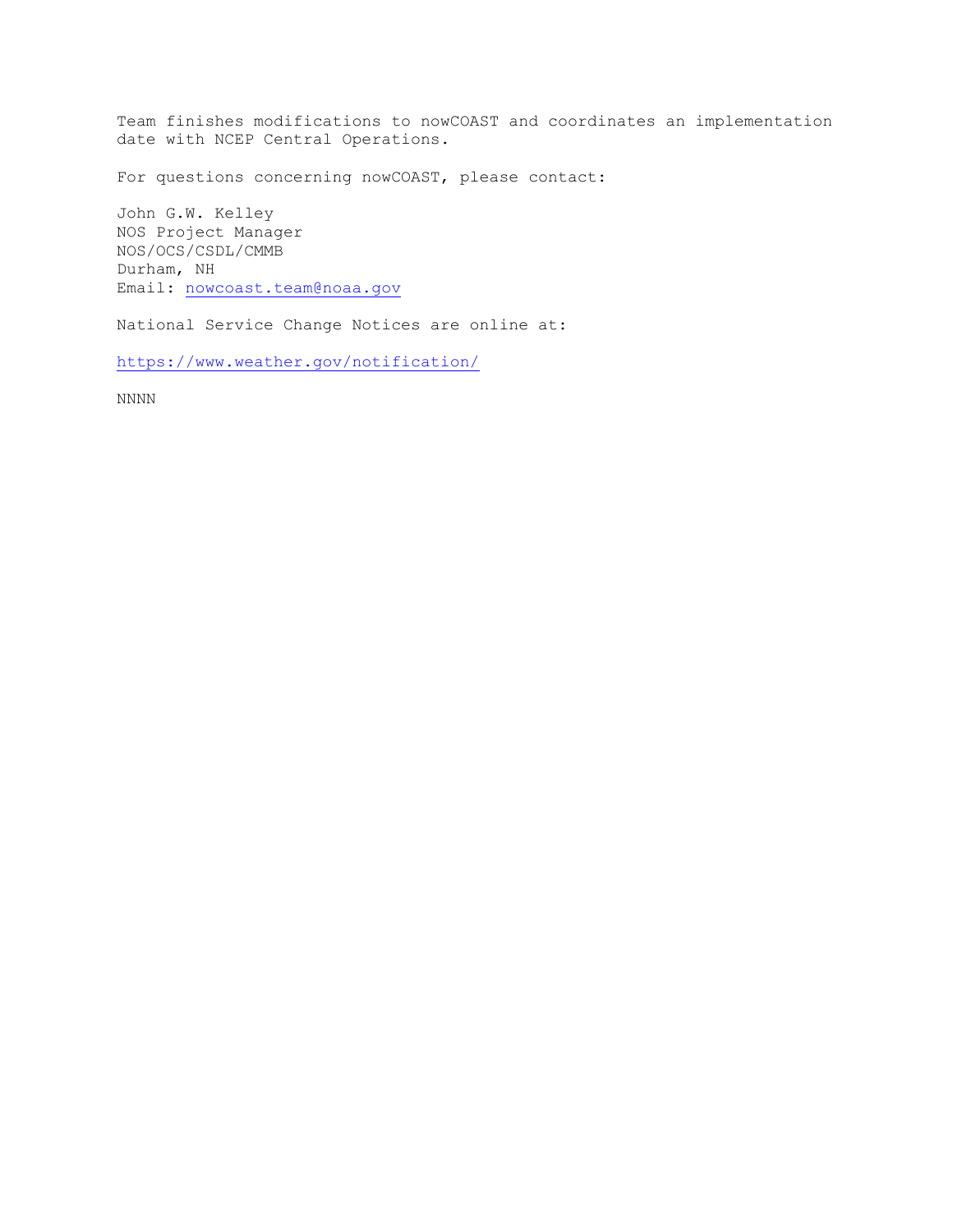Team finishes modifications to nowCOAST and coordinates an implementation date with NCEP Central Operations.

For questions concerning nowCOAST, please contact:

John G.W. Kelley
NOS Project Manager
NOS/OCS/CSDL/CMMB
Durham, NH
Email: nowcoast.team@noaa.gov

National Service Change Notices are online at:

https://www.weather.gov/notification/

NNNN